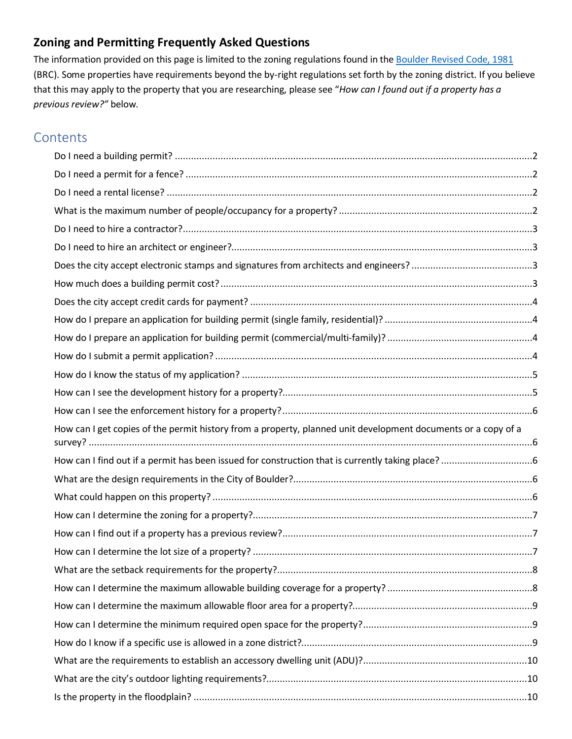## Zoning and Permitting Frequently Asked Questions

The information provided on this page is limited to the zoning regulations found in the [Boulder Revised Code, 1981](#) (BRC). Some properties have requirements beyond the by-right regulations set forth by the zoning district. If you believe that this may apply to the property that you are researching, please see "*How can I found out if a property has a previous review?"* below.

## Contents

- Do I need a building permit? .......... 2
- Do I need a permit for a fence? .......... 2
- Do I need a rental license? .......... 2
- What is the maximum number of people/occupancy for a property? .......... 2
- Do I need to hire a contractor? .......... 3
- Do I need to hire an architect or engineer? .......... 3
- Does the city accept electronic stamps and signatures from architects and engineers? .......... 3
- How much does a building permit cost? .......... 3
- Does the city accept credit cards for payment? .......... 4
- How do I prepare an application for building permit (single family, residential)? .......... 4
- How do I prepare an application for building permit (commercial/multi-family)? .......... 4
- How do I submit a permit application? .......... 4
- How do I know the status of my application? .......... 5
- How can I see the development history for a property? .......... 5
- How can I see the enforcement history for a property? .......... 6
- How can I get copies of the permit history from a property, planned unit development documents or a copy of a survey? .......... 6
- How can I find out if a permit has been issued for construction that is currently taking place? .......... 6
- What are the design requirements in the City of Boulder? .......... 6
- What could happen on this property? .......... 6
- How can I determine the zoning for a property? .......... 7
- How can I find out if a property has a previous review? .......... 7
- How can I determine the lot size of a property? .......... 7
- What are the setback requirements for the property? .......... 8
- How can I determine the maximum allowable building coverage for a property? .......... 8
- How can I determine the maximum allowable floor area for a property? .......... 9
- How can I determine the minimum required open space for the property? .......... 9
- How do I know if a specific use is allowed in a zone district? .......... 9
- What are the requirements to establish an accessory dwelling unit (ADU)? .......... 10
- What are the city's outdoor lighting requirements? .......... 10
- Is the property in the floodplain? .......... 10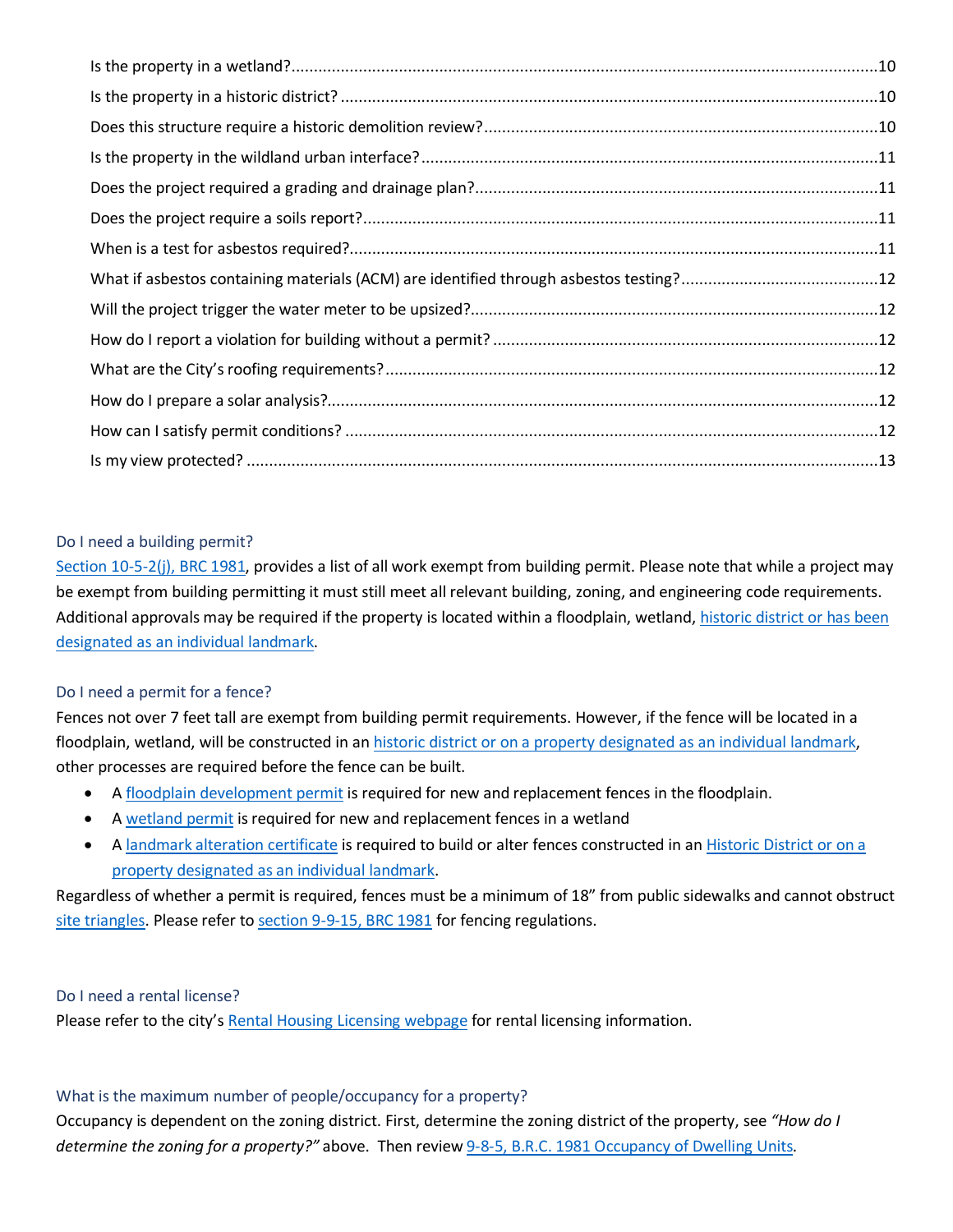Is the property in a wetland?..........10

Is the property in a historic district?..........10

Does this structure require a historic demolition review?..........10

Is the property in the wildland urban interface?..........11

Does the project required a grading and drainage plan?..........11

Does the project require a soils report?..........11

When is a test for asbestos required?..........11

What if asbestos containing materials (ACM) are identified through asbestos testing?..........12

Will the project trigger the water meter to be upsized?..........12

How do I report a violation for building without a permit?..........12

What are the City's roofing requirements?..........12

How do I prepare a solar analysis?..........12

How can I satisfy permit conditions?..........12

Is my view protected?..........13

## Do I need a building permit?

Section 10-5-2(j), BRC 1981, provides a list of all work exempt from building permit. Please note that while a project may be exempt from building permitting it must still meet all relevant building, zoning, and engineering code requirements. Additional approvals may be required if the property is located within a floodplain, wetland, historic district or has been designated as an individual landmark.

## Do I need a permit for a fence?

Fences not over 7 feet tall are exempt from building permit requirements. However, if the fence will be located in a floodplain, wetland, will be constructed in an historic district or on a property designated as an individual landmark, other processes are required before the fence can be built.

- A floodplain development permit is required for new and replacement fences in the floodplain.
- A wetland permit is required for new and replacement fences in a wetland
- A landmark alteration certificate is required to build or alter fences constructed in an Historic District or on a property designated as an individual landmark.

Regardless of whether a permit is required, fences must be a minimum of 18" from public sidewalks and cannot obstruct site triangles. Please refer to section 9-9-15, BRC 1981 for fencing regulations.

## Do I need a rental license?

Please refer to the city's Rental Housing Licensing webpage for rental licensing information.

## What is the maximum number of people/occupancy for a property?

Occupancy is dependent on the zoning district. First, determine the zoning district of the property, see *"How do I determine the zoning for a property?"* above. Then review 9-8-5, B.R.C. 1981 Occupancy of Dwelling Units.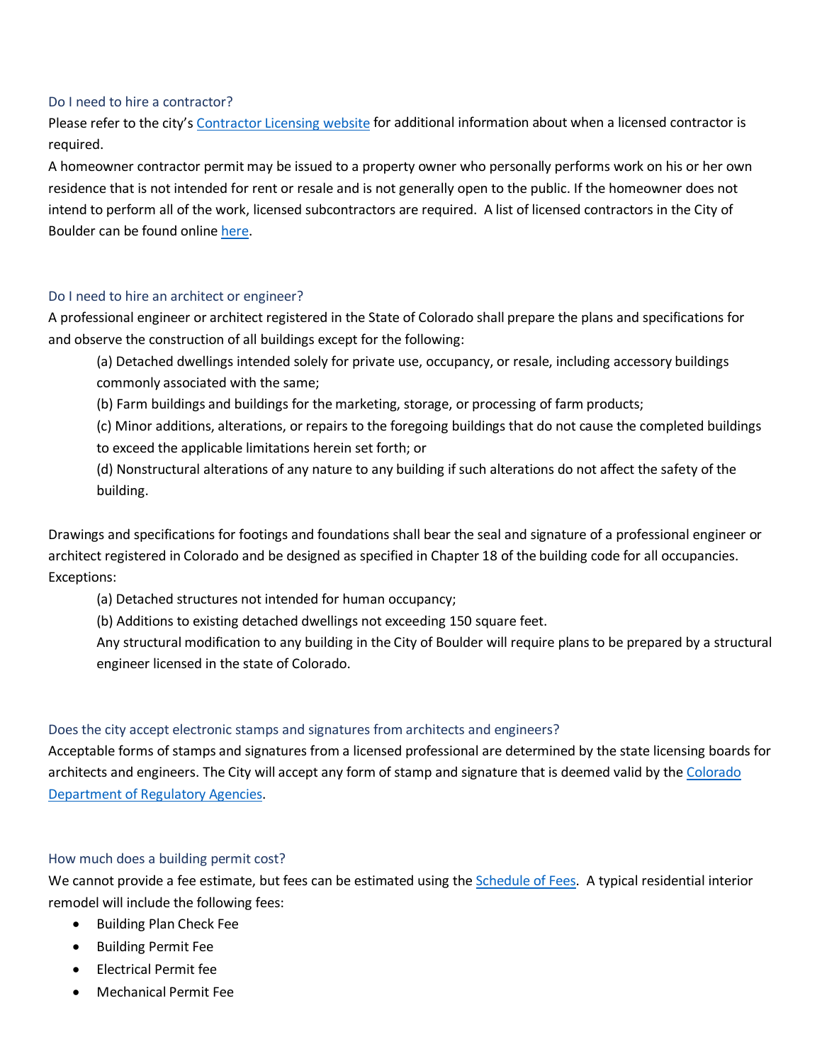### Do I need to hire a contractor?

Please refer to the city's [Contractor Licensing website](#) for additional information about when a licensed contractor is required.

A homeowner contractor permit may be issued to a property owner who personally performs work on his or her own residence that is not intended for rent or resale and is not generally open to the public. If the homeowner does not intend to perform all of the work, licensed subcontractors are required. A list of licensed contractors in the City of Boulder can be found online [here](#).

### Do I need to hire an architect or engineer?

A professional engineer or architect registered in the State of Colorado shall prepare the plans and specifications for and observe the construction of all buildings except for the following:

> (a) Detached dwellings intended solely for private use, occupancy, or resale, including accessory buildings commonly associated with the same;
>
> (b) Farm buildings and buildings for the marketing, storage, or processing of farm products;
>
> (c) Minor additions, alterations, or repairs to the foregoing buildings that do not cause the completed buildings to exceed the applicable limitations herein set forth; or
>
> (d) Nonstructural alterations of any nature to any building if such alterations do not affect the safety of the building.

Drawings and specifications for footings and foundations shall bear the seal and signature of a professional engineer or architect registered in Colorado and be designed as specified in Chapter 18 of the building code for all occupancies.

Exceptions:

> (a) Detached structures not intended for human occupancy;
>
> (b) Additions to existing detached dwellings not exceeding 150 square feet.
>
> Any structural modification to any building in the City of Boulder will require plans to be prepared by a structural engineer licensed in the state of Colorado.

### Does the city accept electronic stamps and signatures from architects and engineers?

Acceptable forms of stamps and signatures from a licensed professional are determined by the state licensing boards for architects and engineers. The City will accept any form of stamp and signature that is deemed valid by the [Colorado Department of Regulatory Agencies](#).

### How much does a building permit cost?

We cannot provide a fee estimate, but fees can be estimated using the [Schedule of Fees](#). A typical residential interior remodel will include the following fees:

- Building Plan Check Fee
- Building Permit Fee
- Electrical Permit fee
- Mechanical Permit Fee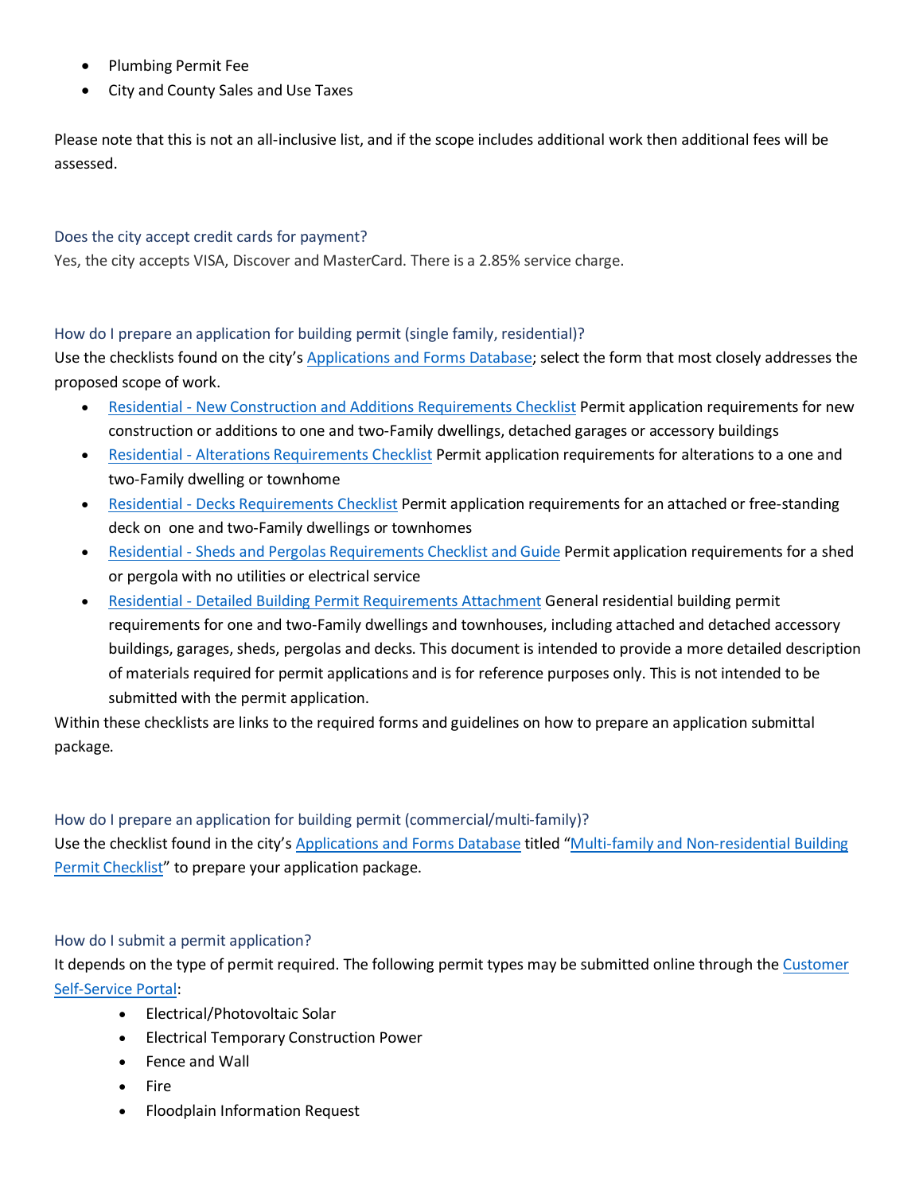- Plumbing Permit Fee
- City and County Sales and Use Taxes

Please note that this is not an all-inclusive list, and if the scope includes additional work then additional fees will be assessed.

### Does the city accept credit cards for payment?

Yes, the city accepts VISA, Discover and MasterCard. There is a 2.85% service charge.

### How do I prepare an application for building permit (single family, residential)?

Use the checklists found on the city's Applications and Forms Database; select the form that most closely addresses the proposed scope of work.

- Residential - New Construction and Additions Requirements Checklist Permit application requirements for new construction or additions to one and two-Family dwellings, detached garages or accessory buildings
- Residential - Alterations Requirements Checklist Permit application requirements for alterations to a one and two-Family dwelling or townhome
- Residential - Decks Requirements Checklist Permit application requirements for an attached or free-standing deck on one and two-Family dwellings or townhomes
- Residential - Sheds and Pergolas Requirements Checklist and Guide Permit application requirements for a shed or pergola with no utilities or electrical service
- Residential - Detailed Building Permit Requirements Attachment General residential building permit requirements for one and two-Family dwellings and townhouses, including attached and detached accessory buildings, garages, sheds, pergolas and decks. This document is intended to provide a more detailed description of materials required for permit applications and is for reference purposes only. This is not intended to be submitted with the permit application.

Within these checklists are links to the required forms and guidelines on how to prepare an application submittal package.

### How do I prepare an application for building permit (commercial/multi-family)?

Use the checklist found in the city's Applications and Forms Database titled "Multi-family and Non-residential Building Permit Checklist" to prepare your application package.

### How do I submit a permit application?

It depends on the type of permit required. The following permit types may be submitted online through the Customer Self-Service Portal:

- Electrical/Photovoltaic Solar
- Electrical Temporary Construction Power
- Fence and Wall
- Fire
- Floodplain Information Request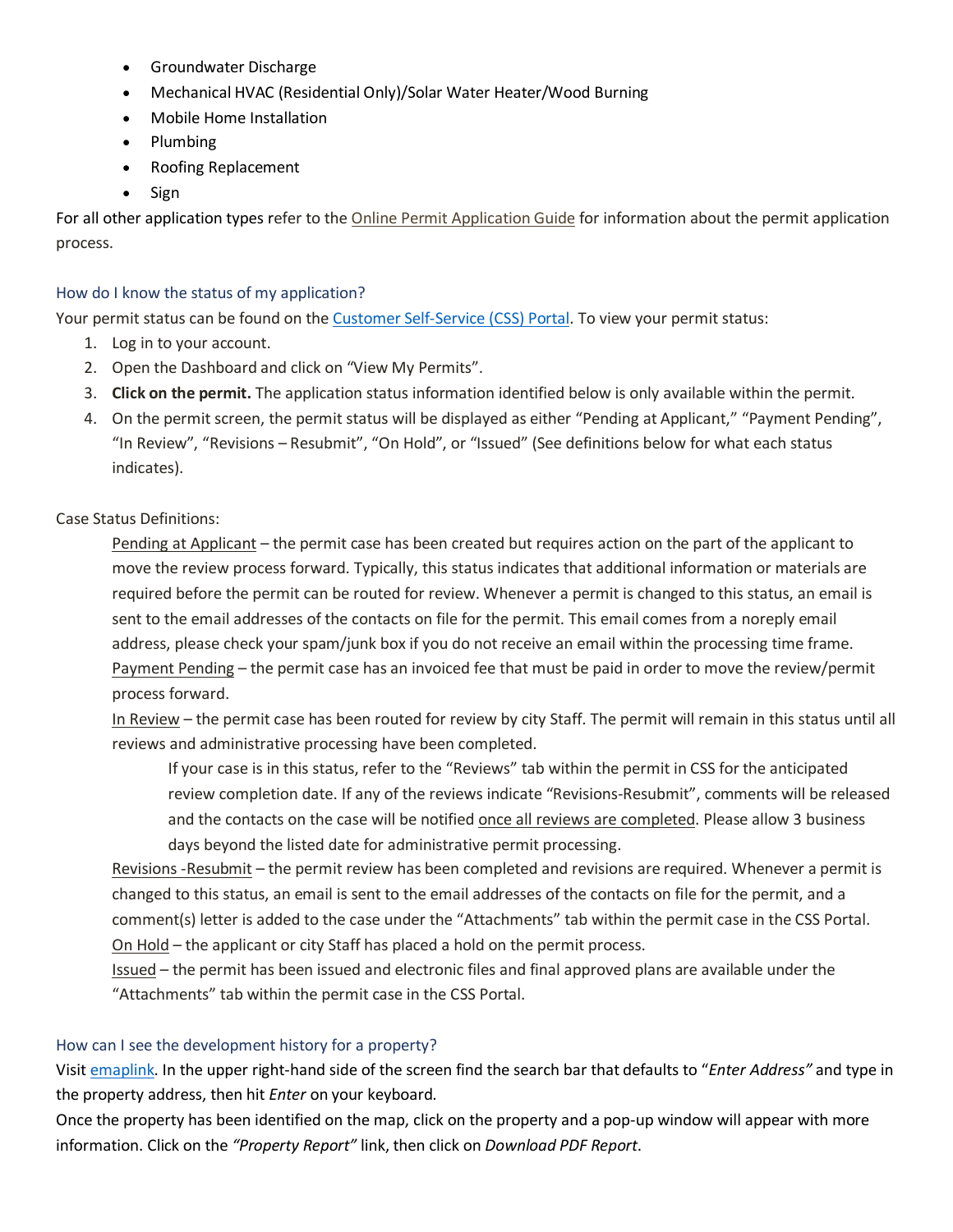- Groundwater Discharge
- Mechanical HVAC (Residential Only)/Solar Water Heater/Wood Burning
- Mobile Home Installation
- Plumbing
- Roofing Replacement
- Sign

For all other application types refer to the Online Permit Application Guide for information about the permit application process.

### How do I know the status of my application?

Your permit status can be found on the Customer Self-Service (CSS) Portal. To view your permit status:

1. Log in to your account.
2. Open the Dashboard and click on "View My Permits".
3. **Click on the permit.** The application status information identified below is only available within the permit.
4. On the permit screen, the permit status will be displayed as either "Pending at Applicant," "Payment Pending", "In Review", "Revisions – Resubmit", "On Hold", or "Issued" (See definitions below for what each status indicates).

Case Status Definitions:

Pending at Applicant – the permit case has been created but requires action on the part of the applicant to move the review process forward. Typically, this status indicates that additional information or materials are required before the permit can be routed for review. Whenever a permit is changed to this status, an email is sent to the email addresses of the contacts on file for the permit. This email comes from a noreply email address, please check your spam/junk box if you do not receive an email within the processing time frame.

Payment Pending – the permit case has an invoiced fee that must be paid in order to move the review/permit process forward.

In Review – the permit case has been routed for review by city Staff. The permit will remain in this status until all reviews and administrative processing have been completed.

> If your case is in this status, refer to the "Reviews" tab within the permit in CSS for the anticipated review completion date. If any of the reviews indicate "Revisions-Resubmit", comments will be released and the contacts on the case will be notified once all reviews are completed. Please allow 3 business days beyond the listed date for administrative permit processing.

Revisions -Resubmit – the permit review has been completed and revisions are required. Whenever a permit is changed to this status, an email is sent to the email addresses of the contacts on file for the permit, and a comment(s) letter is added to the case under the "Attachments" tab within the permit case in the CSS Portal.

On Hold – the applicant or city Staff has placed a hold on the permit process.

Issued – the permit has been issued and electronic files and final approved plans are available under the "Attachments" tab within the permit case in the CSS Portal.

### How can I see the development history for a property?

Visit emaplink. In the upper right-hand side of the screen find the search bar that defaults to "*Enter Address*" and type in the property address, then hit *Enter* on your keyboard.

Once the property has been identified on the map, click on the property and a pop-up window will appear with more information. Click on the *"Property Report"* link, then click on *Download PDF Report*.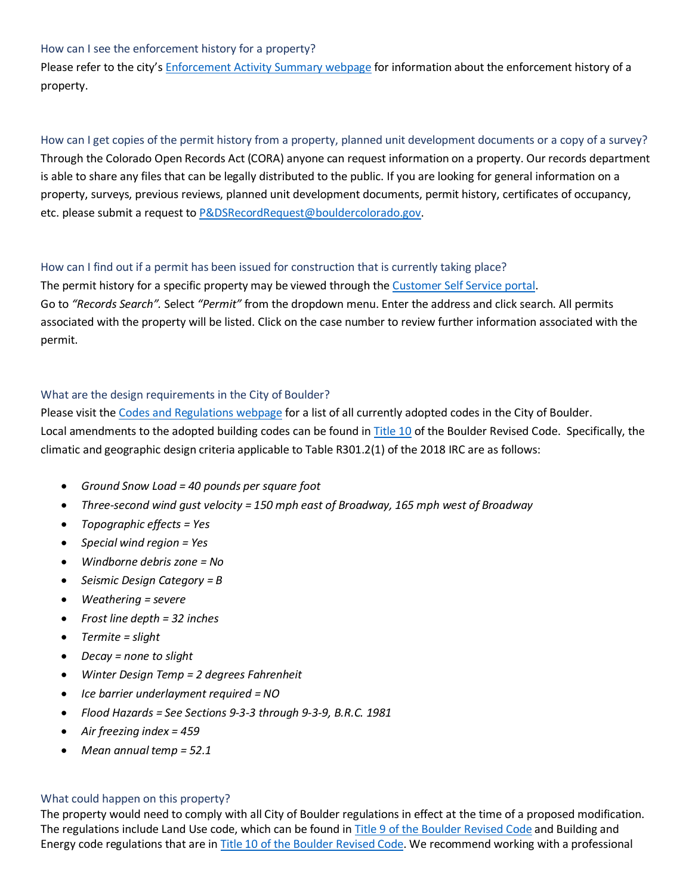### How can I see the enforcement history for a property?

Please refer to the city's [Enforcement Activity Summary webpage] for information about the enforcement history of a property.

### How can I get copies of the permit history from a property, planned unit development documents or a copy of a survey?

Through the Colorado Open Records Act (CORA) anyone can request information on a property. Our records department is able to share any files that can be legally distributed to the public. If you are looking for general information on a property, surveys, previous reviews, planned unit development documents, permit history, certificates of occupancy, etc. please submit a request to P&DSRecordRequest@bouldercolorado.gov.

### How can I find out if a permit has been issued for construction that is currently taking place?

The permit history for a specific property may be viewed through the Customer Self Service portal.
Go to *"Records Search"*. Select *"Permit"* from the dropdown menu. Enter the address and click search. All permits associated with the property will be listed. Click on the case number to review further information associated with the permit.

### What are the design requirements in the City of Boulder?

Please visit the Codes and Regulations webpage for a list of all currently adopted codes in the City of Boulder.
Local amendments to the adopted building codes can be found in Title 10 of the Boulder Revised Code. Specifically, the climatic and geographic design criteria applicable to Table R301.2(1) of the 2018 IRC are as follows:

- *Ground Snow Load = 40 pounds per square foot*
- *Three-second wind gust velocity = 150 mph east of Broadway, 165 mph west of Broadway*
- *Topographic effects = Yes*
- *Special wind region = Yes*
- *Windborne debris zone = No*
- *Seismic Design Category = B*
- *Weathering = severe*
- *Frost line depth = 32 inches*
- *Termite = slight*
- *Decay = none to slight*
- *Winter Design Temp = 2 degrees Fahrenheit*
- *Ice barrier underlayment required = NO*
- *Flood Hazards = See Sections 9-3-3 through 9-3-9, B.R.C. 1981*
- *Air freezing index = 459*
- *Mean annual temp = 52.1*

### What could happen on this property?

The property would need to comply with all City of Boulder regulations in effect at the time of a proposed modification. The regulations include Land Use code, which can be found in Title 9 of the Boulder Revised Code and Building and Energy code regulations that are in Title 10 of the Boulder Revised Code. We recommend working with a professional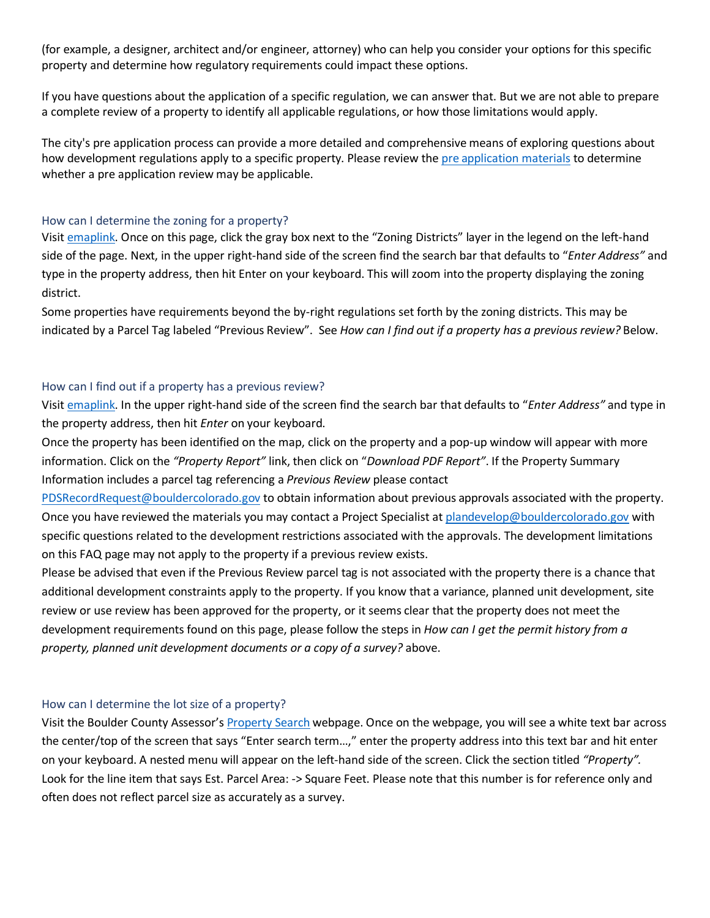(for example, a designer, architect and/or engineer, attorney) who can help you consider your options for this specific property and determine how regulatory requirements could impact these options.

If you have questions about the application of a specific regulation, we can answer that. But we are not able to prepare a complete review of a property to identify all applicable regulations, or how those limitations would apply.

The city's pre application process can provide a more detailed and comprehensive means of exploring questions about how development regulations apply to a specific property. Please review the pre application materials to determine whether a pre application review may be applicable.

### How can I determine the zoning for a property?

Visit emaplink. Once on this page, click the gray box next to the "Zoning Districts" layer in the legend on the left-hand side of the page. Next, in the upper right-hand side of the screen find the search bar that defaults to "*Enter Address"* and type in the property address, then hit Enter on your keyboard. This will zoom into the property displaying the zoning district.

Some properties have requirements beyond the by-right regulations set forth by the zoning districts. This may be indicated by a Parcel Tag labeled "Previous Review". See *How can I find out if a property has a previous review?* Below.

### How can I find out if a property has a previous review?

Visit emaplink. In the upper right-hand side of the screen find the search bar that defaults to "*Enter Address"* and type in the property address, then hit *Enter* on your keyboard.

Once the property has been identified on the map, click on the property and a pop-up window will appear with more information. Click on the *"Property Report"* link, then click on "*Download PDF Report"*. If the Property Summary Information includes a parcel tag referencing a *Previous Review* please contact PDSRecordRequest@bouldercolorado.gov to obtain information about previous approvals associated with the property. Once you have reviewed the materials you may contact a Project Specialist at plandevelop@bouldercolorado.gov with specific questions related to the development restrictions associated with the approvals. The development limitations on this FAQ page may not apply to the property if a previous review exists.

Please be advised that even if the Previous Review parcel tag is not associated with the property there is a chance that additional development constraints apply to the property. If you know that a variance, planned unit development, site review or use review has been approved for the property, or it seems clear that the property does not meet the development requirements found on this page, please follow the steps in *How can I get the permit history from a property, planned unit development documents or a copy of a survey?* above.

### How can I determine the lot size of a property?

Visit the Boulder County Assessor's Property Search webpage. Once on the webpage, you will see a white text bar across the center/top of the screen that says "Enter search term…," enter the property address into this text bar and hit enter on your keyboard. A nested menu will appear on the left-hand side of the screen. Click the section titled *"Property".* Look for the line item that says Est. Parcel Area: -> Square Feet. Please note that this number is for reference only and often does not reflect parcel size as accurately as a survey.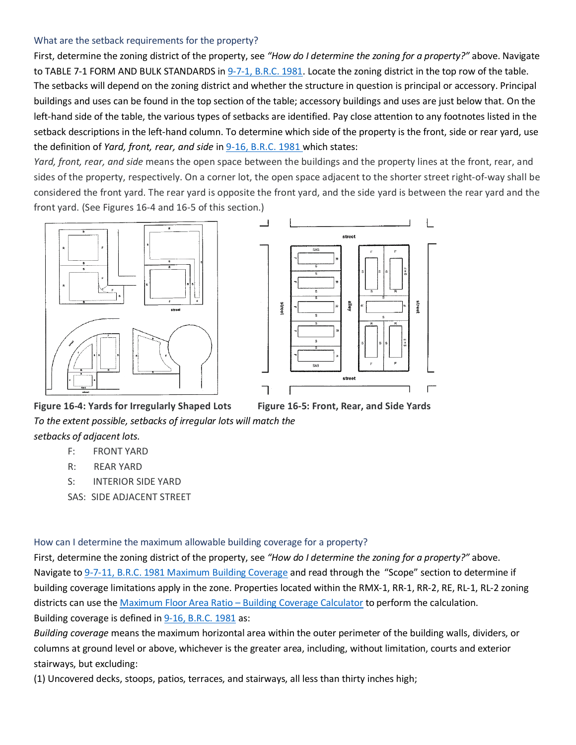### What are the setback requirements for the property?

First, determine the zoning district of the property, see *"How do I determine the zoning for a property?"* above. Navigate to TABLE 7-1 FORM AND BULK STANDARDS in [9-7-1, B.R.C. 1981](). Locate the zoning district in the top row of the table. The setbacks will depend on the zoning district and whether the structure in question is principal or accessory. Principal buildings and uses can be found in the top section of the table; accessory buildings and uses are just below that. On the left-hand side of the table, the various types of setbacks are identified. Pay close attention to any footnotes listed in the setback descriptions in the left-hand column. To determine which side of the property is the front, side or rear yard, use the definition of *Yard, front, rear, and side* in [9-16, B.R.C. 1981]() which states:

*Yard, front, rear, and side* means the open space between the buildings and the property lines at the front, rear, and sides of the property, respectively. On a corner lot, the open space adjacent to the shorter street right-of-way shall be considered the front yard. The rear yard is opposite the front yard, and the side yard is between the rear yard and the front yard. (See Figures 16-4 and 16-5 of this section.)

**Figure 16-4: Yards for Irregularly Shaped Lots**

*To the extent possible, setbacks of irregular lots will match the setbacks of adjacent lots.*

**Figure 16-5: Front, Rear, and Side Yards**

- F: FRONT YARD
- R: REAR YARD
- S: INTERIOR SIDE YARD
- SAS: SIDE ADJACENT STREET

### How can I determine the maximum allowable building coverage for a property?

First, determine the zoning district of the property, see *"How do I determine the zoning for a property?"* above. Navigate to [9-7-11, B.R.C. 1981 Maximum Building Coverage]() and read through the "Scope" section to determine if building coverage limitations apply in the zone. Properties located within the RMX-1, RR-1, RR-2, RE, RL-1, RL-2 zoning districts can use the [Maximum Floor Area Ratio – Building Coverage Calculator]() to perform the calculation.

Building coverage is defined in [9-16, B.R.C. 1981]() as:

*Building coverage* means the maximum horizontal area within the outer perimeter of the building walls, dividers, or columns at ground level or above, whichever is the greater area, including, without limitation, courts and exterior stairways, but excluding:

(1) Uncovered decks, stoops, patios, terraces, and stairways, all less than thirty inches high;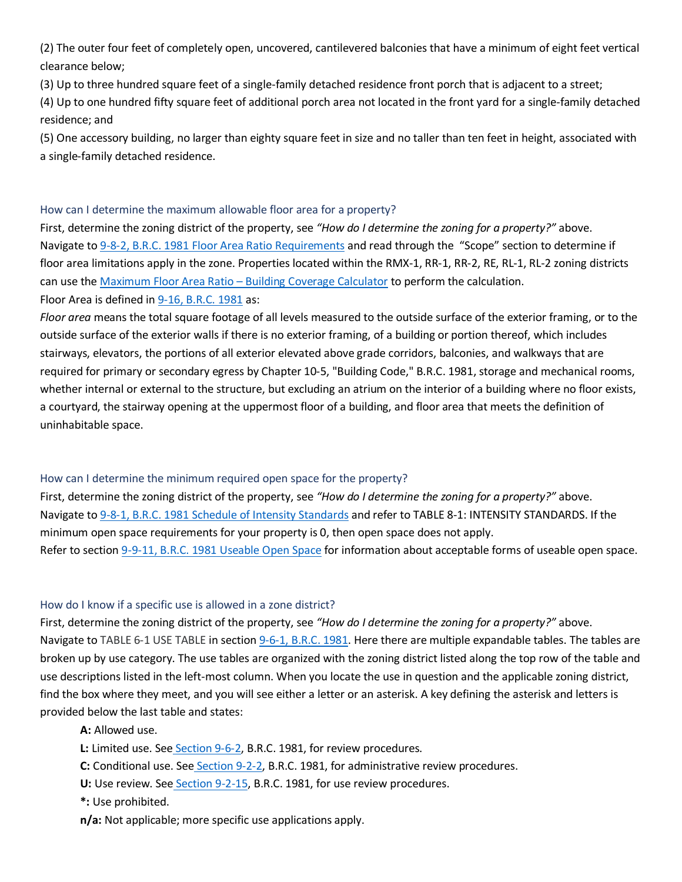(2) The outer four feet of completely open, uncovered, cantilevered balconies that have a minimum of eight feet vertical clearance below;

(3) Up to three hundred square feet of a single-family detached residence front porch that is adjacent to a street;

(4) Up to one hundred fifty square feet of additional porch area not located in the front yard for a single-family detached residence; and

(5) One accessory building, no larger than eighty square feet in size and no taller than ten feet in height, associated with a single-family detached residence.

### How can I determine the maximum allowable floor area for a property?

First, determine the zoning district of the property, see *"How do I determine the zoning for a property?"* above. Navigate to 9-8-2, B.R.C. 1981 Floor Area Ratio Requirements and read through the "Scope" section to determine if floor area limitations apply in the zone. Properties located within the RMX-1, RR-1, RR-2, RE, RL-1, RL-2 zoning districts can use the Maximum Floor Area Ratio – Building Coverage Calculator to perform the calculation.

Floor Area is defined in 9-16, B.R.C. 1981 as:

*Floor area* means the total square footage of all levels measured to the outside surface of the exterior framing, or to the outside surface of the exterior walls if there is no exterior framing, of a building or portion thereof, which includes stairways, elevators, the portions of all exterior elevated above grade corridors, balconies, and walkways that are required for primary or secondary egress by Chapter 10-5, "Building Code," B.R.C. 1981, storage and mechanical rooms, whether internal or external to the structure, but excluding an atrium on the interior of a building where no floor exists, a courtyard, the stairway opening at the uppermost floor of a building, and floor area that meets the definition of uninhabitable space.

### How can I determine the minimum required open space for the property?

First, determine the zoning district of the property, see *"How do I determine the zoning for a property?"* above. Navigate to 9-8-1, B.R.C. 1981 Schedule of Intensity Standards and refer to TABLE 8-1: INTENSITY STANDARDS. If the minimum open space requirements for your property is 0, then open space does not apply.

Refer to section 9-9-11, B.R.C. 1981 Useable Open Space for information about acceptable forms of useable open space.

### How do I know if a specific use is allowed in a zone district?

First, determine the zoning district of the property, see *"How do I determine the zoning for a property?"* above. Navigate to TABLE 6-1 USE TABLE in section 9-6-1, B.R.C. 1981. Here there are multiple expandable tables. The tables are broken up by use category. The use tables are organized with the zoning district listed along the top row of the table and use descriptions listed in the left-most column. When you locate the use in question and the applicable zoning district, find the box where they meet, and you will see either a letter or an asterisk. A key defining the asterisk and letters is provided below the last table and states:

- **A:** Allowed use.
- **L:** Limited use. See Section 9-6-2, B.R.C. 1981, for review procedures.
- **C:** Conditional use. See Section 9-2-2, B.R.C. 1981, for administrative review procedures.
- **U:** Use review. See Section 9-2-15, B.R.C. 1981, for use review procedures.
- ***:** Use prohibited.
- **n/a:** Not applicable; more specific use applications apply.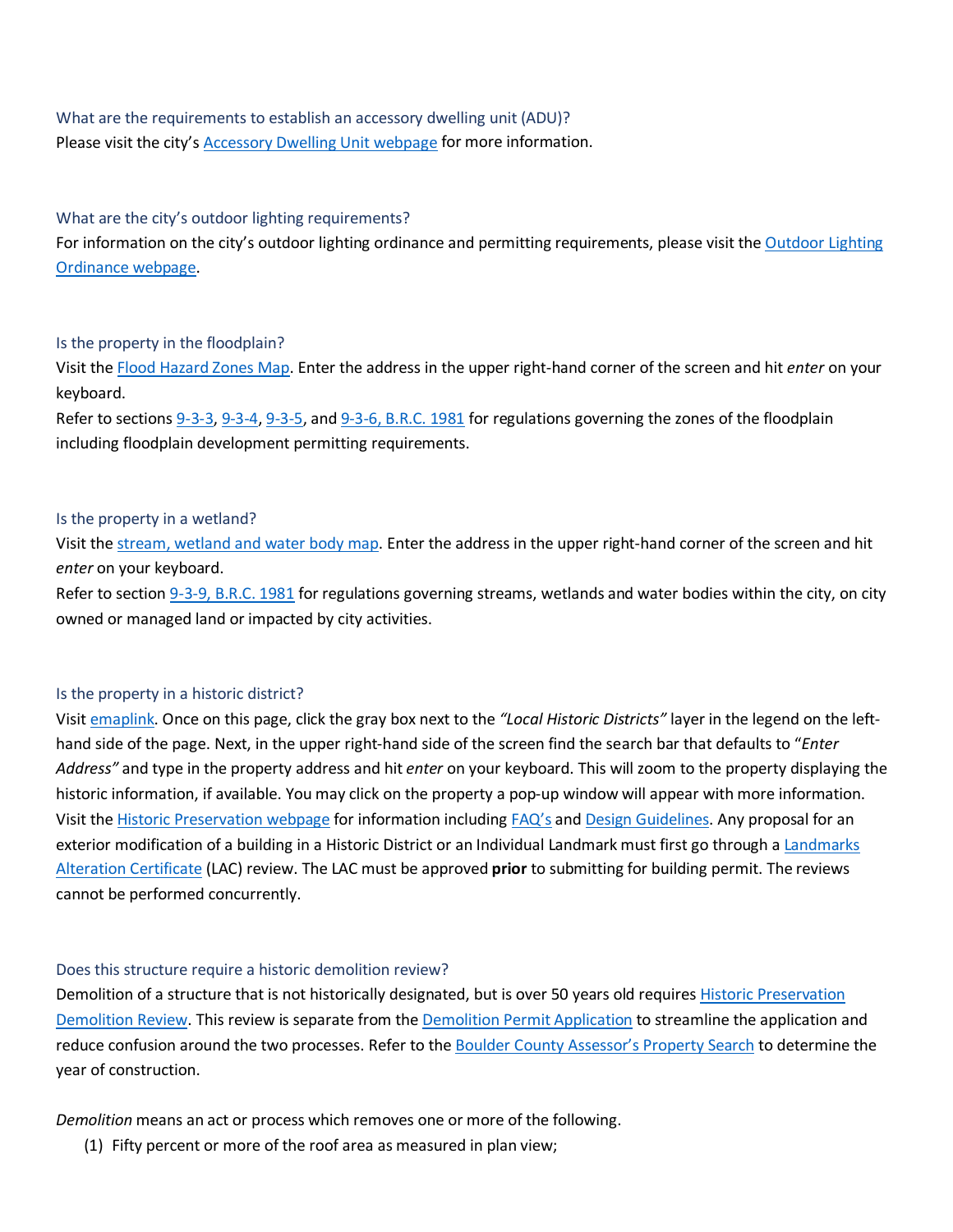### What are the requirements to establish an accessory dwelling unit (ADU)?

Please visit the city's Accessory Dwelling Unit webpage for more information.

### What are the city's outdoor lighting requirements?

For information on the city's outdoor lighting ordinance and permitting requirements, please visit the Outdoor Lighting Ordinance webpage.

### Is the property in the floodplain?

Visit the Flood Hazard Zones Map. Enter the address in the upper right-hand corner of the screen and hit *enter* on your keyboard.

Refer to sections 9-3-3, 9-3-4, 9-3-5, and 9-3-6, B.R.C. 1981 for regulations governing the zones of the floodplain including floodplain development permitting requirements.

### Is the property in a wetland?

Visit the stream, wetland and water body map. Enter the address in the upper right-hand corner of the screen and hit *enter* on your keyboard.

Refer to section 9-3-9, B.R.C. 1981 for regulations governing streams, wetlands and water bodies within the city, on city owned or managed land or impacted by city activities.

### Is the property in a historic district?

Visit emaplink. Once on this page, click the gray box next to the *"Local Historic Districts"* layer in the legend on the left-hand side of the page. Next, in the upper right-hand side of the screen find the search bar that defaults to "*Enter Address"* and type in the property address and hit *enter* on your keyboard. This will zoom to the property displaying the historic information, if available. You may click on the property a pop-up window will appear with more information. Visit the Historic Preservation webpage for information including FAQ's and Design Guidelines. Any proposal for an exterior modification of a building in a Historic District or an Individual Landmark must first go through a Landmarks Alteration Certificate (LAC) review. The LAC must be approved **prior** to submitting for building permit. The reviews cannot be performed concurrently.

### Does this structure require a historic demolition review?

Demolition of a structure that is not historically designated, but is over 50 years old requires Historic Preservation Demolition Review. This review is separate from the Demolition Permit Application to streamline the application and reduce confusion around the two processes. Refer to the Boulder County Assessor's Property Search to determine the year of construction.

*Demolition* means an act or process which removes one or more of the following.

(1) Fifty percent or more of the roof area as measured in plan view;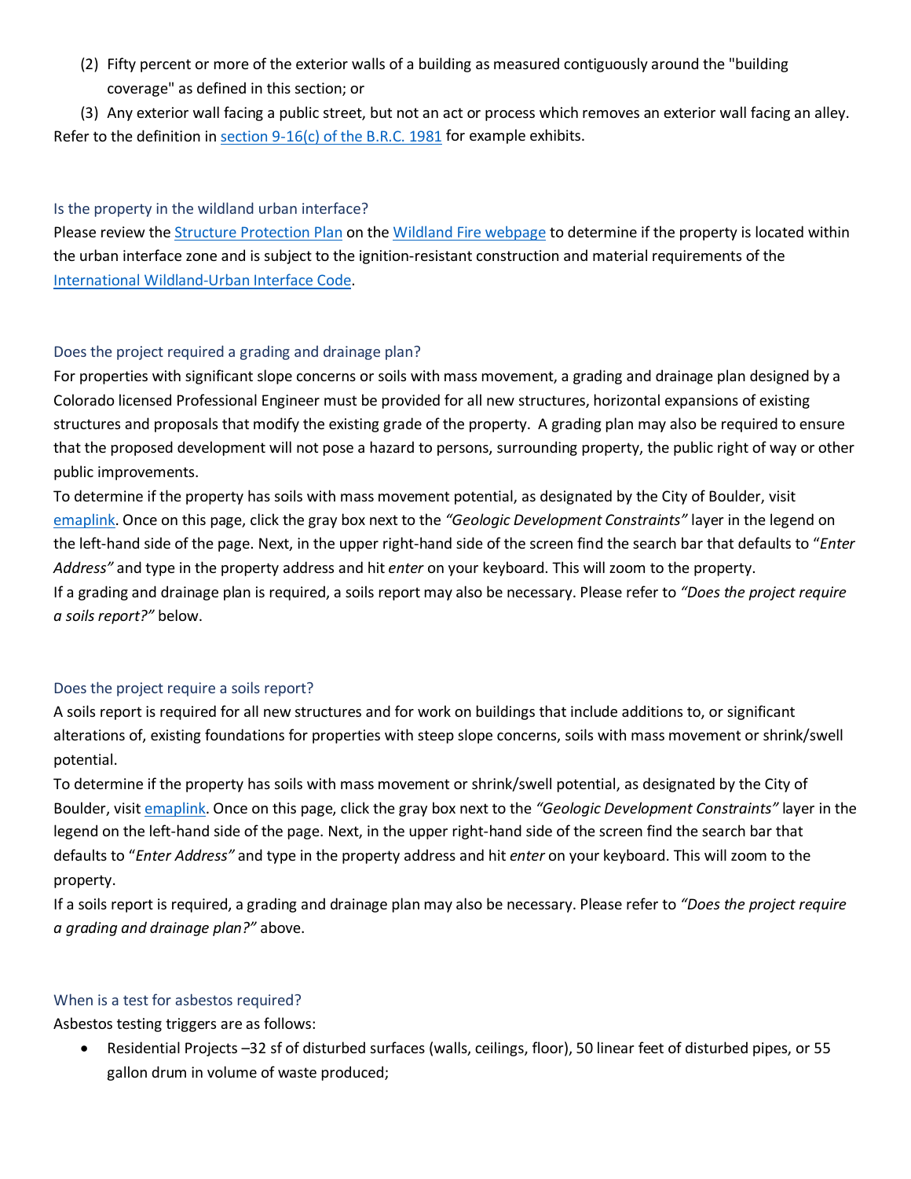(2) Fifty percent or more of the exterior walls of a building as measured contiguously around the "building coverage" as defined in this section; or

(3) Any exterior wall facing a public street, but not an act or process which removes an exterior wall facing an alley.

Refer to the definition in section 9-16(c) of the B.R.C. 1981 for example exhibits.

### Is the property in the wildland urban interface?

Please review the Structure Protection Plan on the Wildland Fire webpage to determine if the property is located within the urban interface zone and is subject to the ignition-resistant construction and material requirements of the International Wildland-Urban Interface Code.

### Does the project required a grading and drainage plan?

For properties with significant slope concerns or soils with mass movement, a grading and drainage plan designed by a Colorado licensed Professional Engineer must be provided for all new structures, horizontal expansions of existing structures and proposals that modify the existing grade of the property. A grading plan may also be required to ensure that the proposed development will not pose a hazard to persons, surrounding property, the public right of way or other public improvements.

To determine if the property has soils with mass movement potential, as designated by the City of Boulder, visit emaplink. Once on this page, click the gray box next to the *"Geologic Development Constraints"* layer in the legend on the left-hand side of the page. Next, in the upper right-hand side of the screen find the search bar that defaults to "*Enter Address"* and type in the property address and hit *enter* on your keyboard. This will zoom to the property.

If a grading and drainage plan is required, a soils report may also be necessary. Please refer to *"Does the project require a soils report?"* below.

### Does the project require a soils report?

A soils report is required for all new structures and for work on buildings that include additions to, or significant alterations of, existing foundations for properties with steep slope concerns, soils with mass movement or shrink/swell potential.

To determine if the property has soils with mass movement or shrink/swell potential, as designated by the City of Boulder, visit emaplink. Once on this page, click the gray box next to the *"Geologic Development Constraints"* layer in the legend on the left-hand side of the page. Next, in the upper right-hand side of the screen find the search bar that defaults to "*Enter Address"* and type in the property address and hit *enter* on your keyboard. This will zoom to the property.

If a soils report is required, a grading and drainage plan may also be necessary. Please refer to *"Does the project require a grading and drainage plan?"* above.

### When is a test for asbestos required?

Asbestos testing triggers are as follows:

- Residential Projects –32 sf of disturbed surfaces (walls, ceilings, floor), 50 linear feet of disturbed pipes, or 55 gallon drum in volume of waste produced;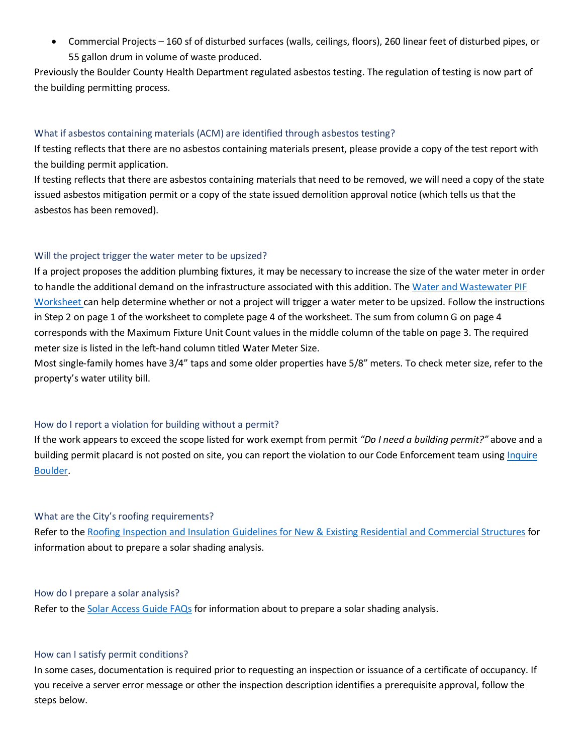- Commercial Projects – 160 sf of disturbed surfaces (walls, ceilings, floors), 260 linear feet of disturbed pipes, or 55 gallon drum in volume of waste produced.

Previously the Boulder County Health Department regulated asbestos testing. The regulation of testing is now part of the building permitting process.

### What if asbestos containing materials (ACM) are identified through asbestos testing?

If testing reflects that there are no asbestos containing materials present, please provide a copy of the test report with the building permit application.

If testing reflects that there are asbestos containing materials that need to be removed, we will need a copy of the state issued asbestos mitigation permit or a copy of the state issued demolition approval notice (which tells us that the asbestos has been removed).

### Will the project trigger the water meter to be upsized?

If a project proposes the addition plumbing fixtures, it may be necessary to increase the size of the water meter in order to handle the additional demand on the infrastructure associated with this addition. The Water and Wastewater PIF Worksheet can help determine whether or not a project will trigger a water meter to be upsized. Follow the instructions in Step 2 on page 1 of the worksheet to complete page 4 of the worksheet. The sum from column G on page 4 corresponds with the Maximum Fixture Unit Count values in the middle column of the table on page 3. The required meter size is listed in the left-hand column titled Water Meter Size.

Most single-family homes have 3/4" taps and some older properties have 5/8" meters. To check meter size, refer to the property's water utility bill.

### How do I report a violation for building without a permit?

If the work appears to exceed the scope listed for work exempt from permit *"Do I need a building permit?"* above and a building permit placard is not posted on site, you can report the violation to our Code Enforcement team using Inquire Boulder.

### What are the City's roofing requirements?

Refer to the Roofing Inspection and Insulation Guidelines for New & Existing Residential and Commercial Structures for information about to prepare a solar shading analysis.

### How do I prepare a solar analysis?

Refer to the Solar Access Guide FAQs for information about to prepare a solar shading analysis.

### How can I satisfy permit conditions?

In some cases, documentation is required prior to requesting an inspection or issuance of a certificate of occupancy. If you receive a server error message or other the inspection description identifies a prerequisite approval, follow the steps below.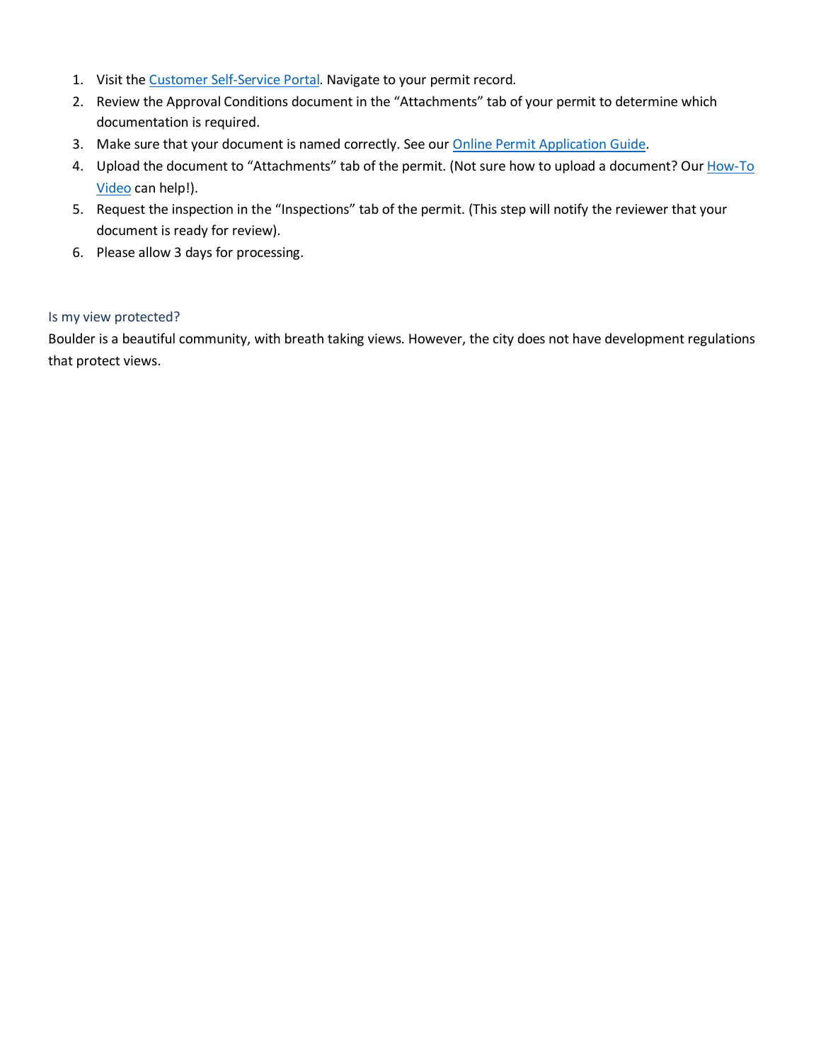1. Visit the Customer Self-Service Portal. Navigate to your permit record.
2. Review the Approval Conditions document in the "Attachments" tab of your permit to determine which documentation is required.
3. Make sure that your document is named correctly. See our Online Permit Application Guide.
4. Upload the document to "Attachments" tab of the permit. (Not sure how to upload a document? Our How-To Video can help!).
5. Request the inspection in the "Inspections" tab of the permit. (This step will notify the reviewer that your document is ready for review).
6. Please allow 3 days for processing.

### Is my view protected?

Boulder is a beautiful community, with breath taking views. However, the city does not have development regulations that protect views.